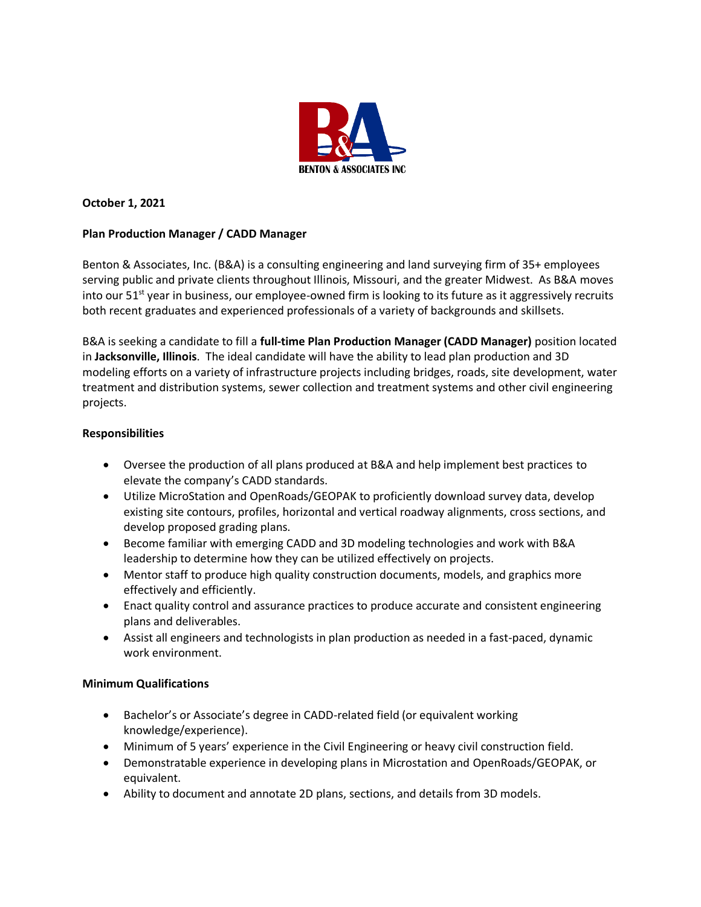**October 1, 2021**

**Plan Production Manager / CADD Manager**

Benton & Associates, Inc. (B&A) is a consulting engineering and land surveying firm of 35+ employees serving public and private clients throughout Illinois, Missouri, and the greater Midwest. As B&A moves into our 51st year in business, our employee-owned firm is looking to its future as it aggressively recruits both recent graduates and experienced professionals of a variety of backgrounds and skillsets.

B&A is seeking a candidate to fill a **full-time Plan Production Manager (CADD Manager)** position located in **Jacksonville, Illinois**. The ideal candidate will have the ability to lead plan production and 3D modeling efforts on a variety of infrastructure projects including bridges, roads, site development, water treatment and distribution systems, sewer collection and treatment systems and other civil engineering projects.

**Responsibilities**

- Oversee the production of all plans produced at B&A and help implement best practices to elevate the company's CADD standards.
- Utilize MicroStation and OpenRoads/GEOPAK to proficiently download survey data, develop existing site contours, profiles, horizontal and vertical roadway alignments, cross sections, and develop proposed grading plans.
- Become familiar with emerging CADD and 3D modeling technologies and work with B&A leadership to determine how they can be utilized effectively on projects.
- Mentor staff to produce high quality construction documents, models, and graphics more effectively and efficiently.
- Enact quality control and assurance practices to produce accurate and consistent engineering plans and deliverables.
- Assist all engineers and technologists in plan production as needed in a fast-paced, dynamic work environment.

**Minimum Qualifications**

- Bachelor's or Associate's degree in CADD-related field (or equivalent working knowledge/experience).
- Minimum of 5 years' experience in the Civil Engineering or heavy civil construction field.
- Demonstratable experience in developing plans in Microstation and OpenRoads/GEOPAK, or equivalent.
- Ability to document and annotate 2D plans, sections, and details from 3D models.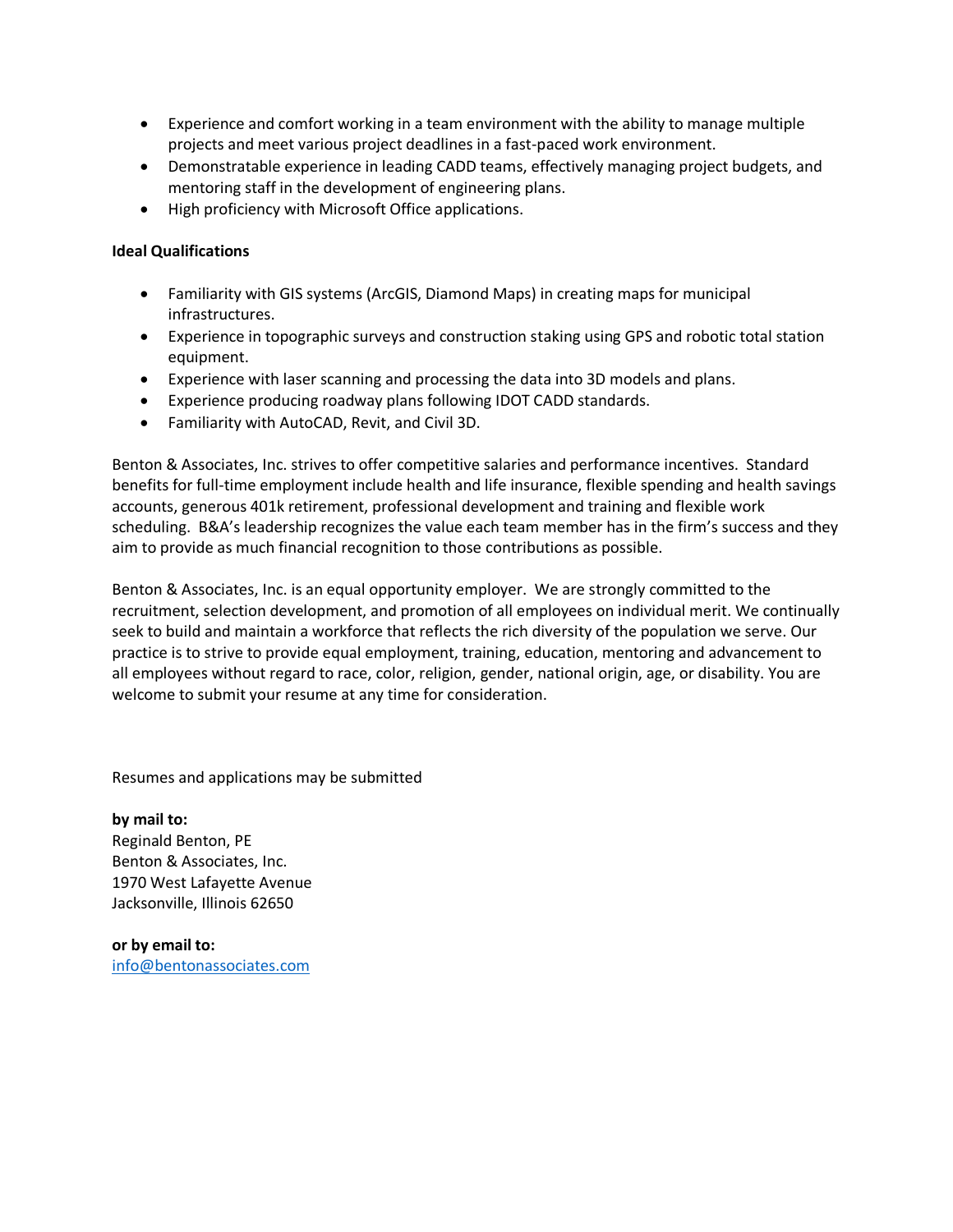- Experience and comfort working in a team environment with the ability to manage multiple projects and meet various project deadlines in a fast-paced work environment.
- Demonstratable experience in leading CADD teams, effectively managing project budgets, and mentoring staff in the development of engineering plans.
- High proficiency with Microsoft Office applications.

**Ideal Qualifications**

- Familiarity with GIS systems (ArcGIS, Diamond Maps) in creating maps for municipal infrastructures.
- Experience in topographic surveys and construction staking using GPS and robotic total station equipment.
- Experience with laser scanning and processing the data into 3D models and plans.
- Experience producing roadway plans following IDOT CADD standards.
- Familiarity with AutoCAD, Revit, and Civil 3D.

Benton & Associates, Inc. strives to offer competitive salaries and performance incentives. Standard benefits for full-time employment include health and life insurance, flexible spending and health savings accounts, generous 401k retirement, professional development and training and flexible work scheduling. B&A's leadership recognizes the value each team member has in the firm's success and they aim to provide as much financial recognition to those contributions as possible.

Benton & Associates, Inc. is an equal opportunity employer. We are strongly committed to the recruitment, selection development, and promotion of all employees on individual merit. We continually seek to build and maintain a workforce that reflects the rich diversity of the population we serve. Our practice is to strive to provide equal employment, training, education, mentoring and advancement to all employees without regard to race, color, religion, gender, national origin, age, or disability. You are welcome to submit your resume at any time for consideration.

Resumes and applications may be submitted

**by mail to:**
Reginald Benton, PE
Benton & Associates, Inc.
1970 West Lafayette Avenue
Jacksonville, Illinois 62650

**or by email to:**
info@bentonassociates.com